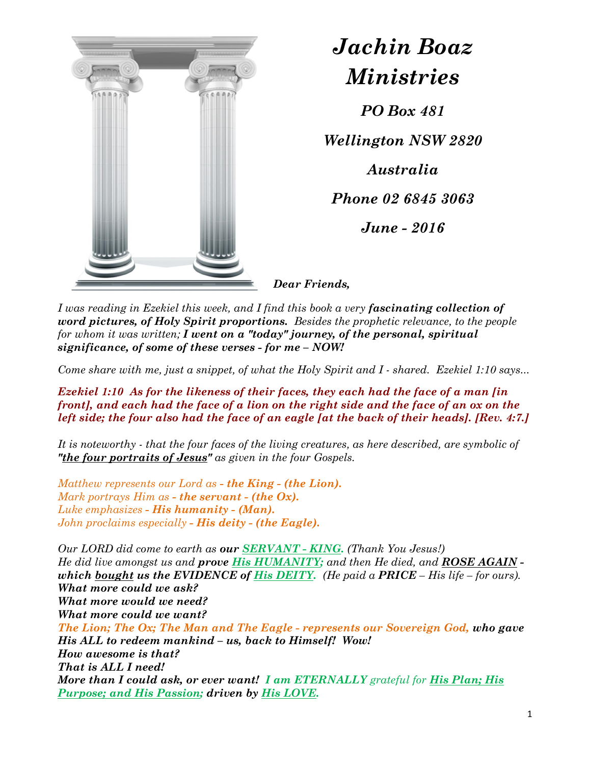# *Jachin Boaz Ministries*

***PO Box 481***

***Wellington NSW 2820***

***Australia***

***Phone 02 6845 3063***

***June - 2016***

***Dear Friends,***

*I was reading in Ezekiel this week, and I find this book a very **fascinating collection of word pictures, of Holy Spirit proportions.** Besides the prophetic relevance, to the people for whom it was written; **I went on a "today" journey, of the personal, spiritual significance, of some of these verses - for me – NOW!***

*Come share with me, just a snippet, of what the Holy Spirit and I - shared. Ezekiel 1:10 says...*

***Ezekiel 1:10 As for the likeness of their faces, they each had the face of a man [in front], and each had the face of a lion on the right side and the face of an ox on the left side; the four also had the face of an eagle [at the back of their heads]. [Rev. 4:7.]***

*It is noteworthy - that the four faces of the living creatures, as here described, are symbolic of **"the four portraits of Jesus"** as given in the four Gospels.*

*Matthew represents our Lord as **- the King - (the Lion).***
*Mark portrays Him as **- the servant - (the Ox).***
*Luke emphasizes **- His humanity - (Man).***
*John proclaims especially **- His deity - (the Eagle).***

*Our LORD did come to earth as **our SERVANT - KING.** (Thank You Jesus!)*
*He did live amongst us and **prove His HUMANITY;** and then He died, and **ROSE AGAIN - which bought us the EVIDENCE of His DEITY.** (He paid a **PRICE** – His life – for ours).*
***What more could we ask?***
***What more would we need?***
***What more could we want?***
***The Lion; The Ox; The Man and The Eagle - represents our Sovereign God, who gave His ALL to redeem mankind – us, back to Himself! Wow!***
***How awesome is that?***
***That is ALL I need!***
***More than I could ask, or ever want! I am ETERNALLY** grateful for **His Plan; His Purpose; and His Passion;** driven by **His LOVE.***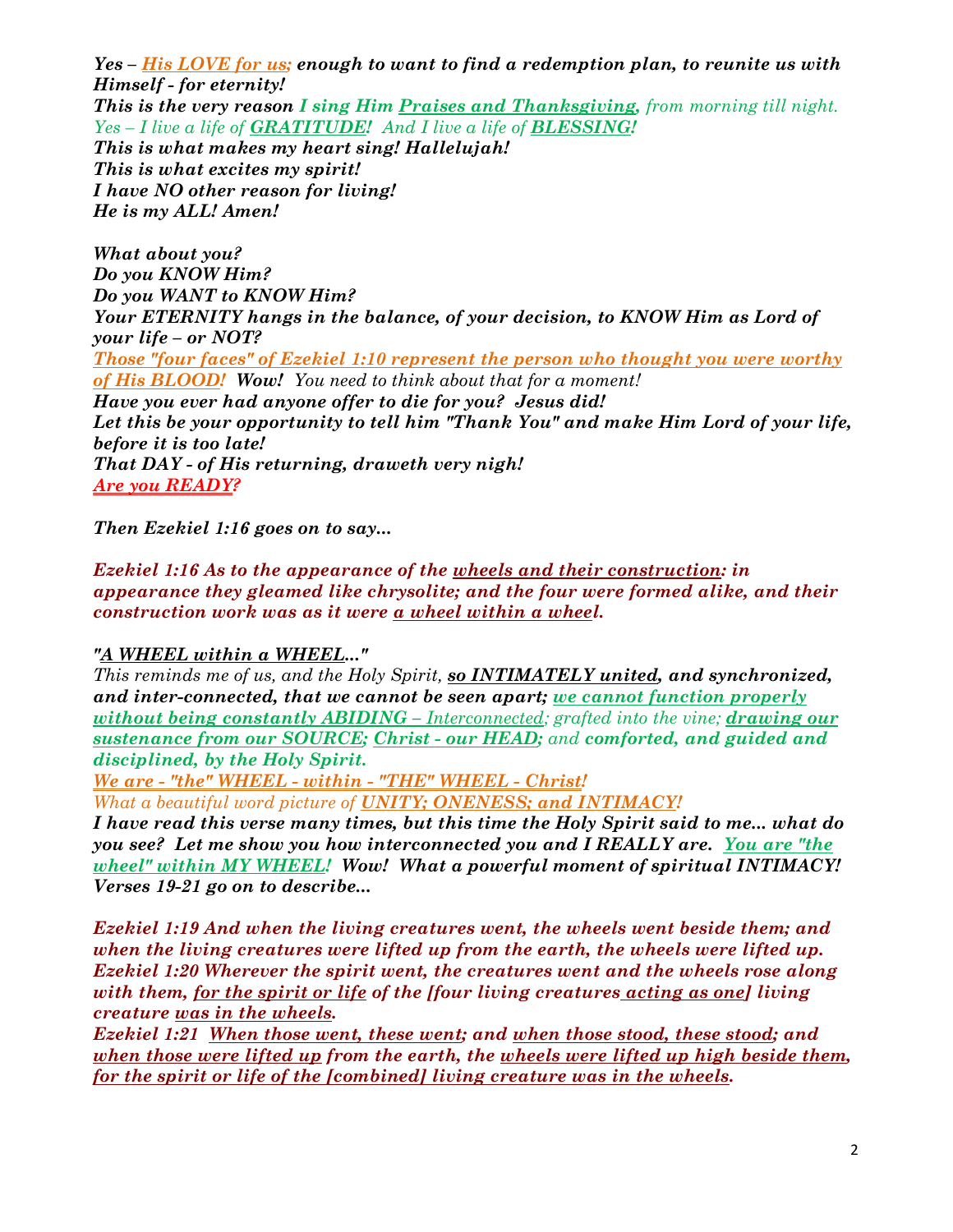*Yes – His LOVE for us; enough to want to find a redemption plan, to reunite us with Himself - for eternity!*
***This is the very reason*** *I sing Him* ***Praises and Thanksgiving,*** *from morning till night.*
*Yes – I live a life of* ***GRATITUDE!*** *And I live a life of* ***BLESSING!***
***This is what makes my heart sing! Hallelujah!***
***This is what excites my spirit!***
***I have NO other reason for living!***
***He is my ALL! Amen!***

***What about you?***
***Do you KNOW Him?***
***Do you WANT to KNOW Him?***
***Your ETERNITY hangs in the balance, of your decision, to KNOW Him as Lord of your life – or NOT?***
***Those "four faces" of Ezekiel 1:10 represent the person who thought you were worthy of His BLOOD!*** ***Wow!*** *You need to think about that for a moment!*
***Have you ever had anyone offer to die for you? Jesus did!***
***Let this be your opportunity to tell him "Thank You" and make Him Lord of your life, before it is too late!***
***That DAY - of His returning, draweth very nigh!***
***Are you READY?***

***Then Ezekiel 1:16 goes on to say...***

***Ezekiel 1:16 As to the appearance of the wheels and their construction: in appearance they gleamed like chrysolite; and the four were formed alike, and their construction work was as it were a wheel within a wheel.***

***"A WHEEL within a WHEEL..."***
*This reminds me of us, and the Holy Spirit,* ***so INTIMATELY united, and synchronized, and inter-connected, that we cannot be seen apart; we cannot function properly without being constantly ABIDING*** *– Interconnected; grafted into the vine;* ***drawing our sustenance from our SOURCE; Christ - our HEAD;*** *and* ***comforted, and guided and disciplined, by the Holy Spirit.***
***We are - "the" WHEEL - within - "THE" WHEEL - Christ!***
*What a beautiful word picture of* ***UNITY; ONENESS; and INTIMACY!***
***I have read this verse many times, but this time the Holy Spirit said to me... what do you see? Let me show you how interconnected you and I REALLY are. You are "the wheel" within MY WHEEL! Wow! What a powerful moment of spiritual INTIMACY!***
***Verses 19-21 go on to describe...***

***Ezekiel 1:19 And when the living creatures went, the wheels went beside them; and when the living creatures were lifted up from the earth, the wheels were lifted up.***
***Ezekiel 1:20 Wherever the spirit went, the creatures went and the wheels rose along with them, for the spirit or life of the [four living creatures acting as one] living creature was in the wheels.***
***Ezekiel 1:21 When those went, these went; and when those stood, these stood; and when those were lifted up from the earth, the wheels were lifted up high beside them, for the spirit or life of the [combined] living creature was in the wheels.***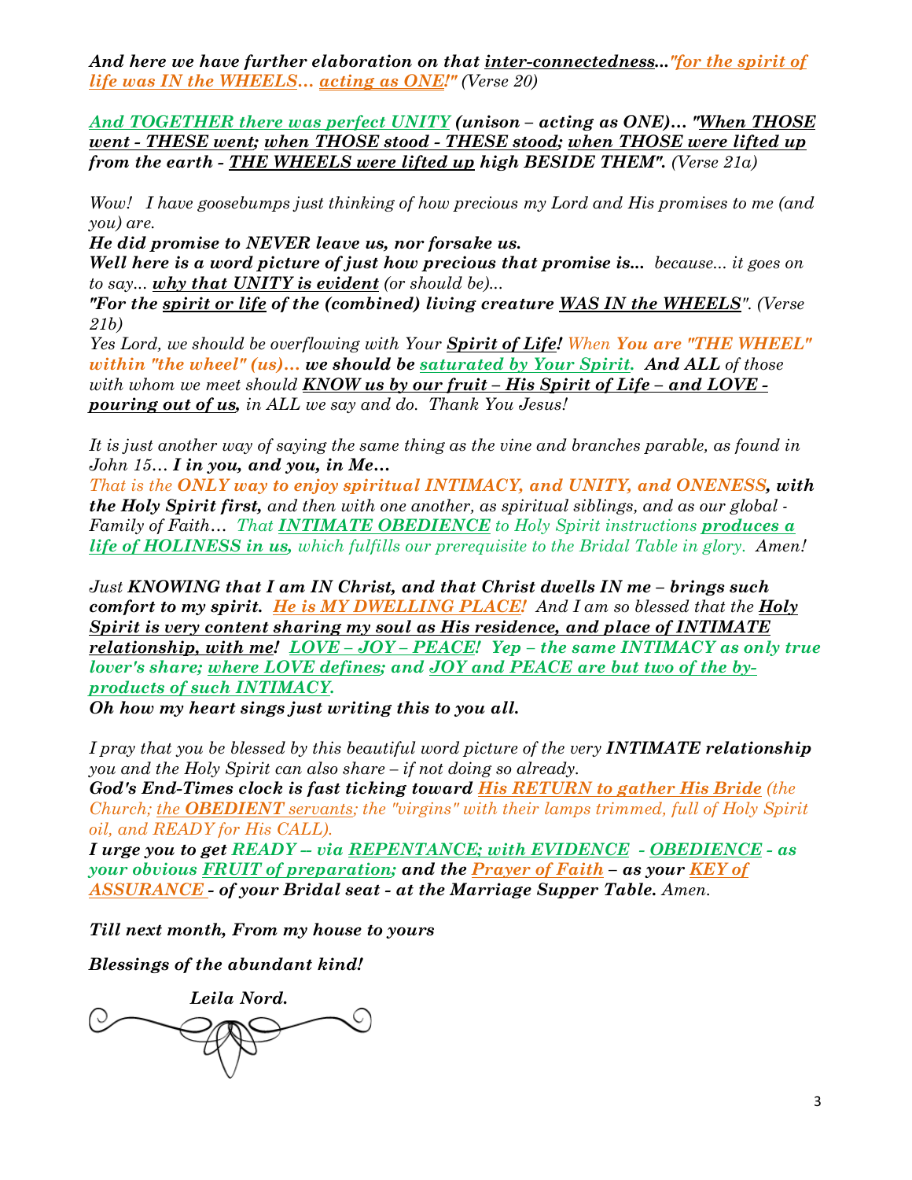***And here we have further elaboration on that inter-connectedness..."for the spirit of life was IN the WHEELS… acting as ONE!"*** *(Verse 20)*

***And TOGETHER there was perfect UNITY (unison – acting as ONE)… "When THOSE went - THESE went; when THOSE stood - THESE stood; when THOSE were lifted up from the earth - THE WHEELS were lifted up high BESIDE THEM".*** *(Verse 21a)*

*Wow! I have goosebumps just thinking of how precious my Lord and His promises to me (and you) are.*

***He did promise to NEVER leave us, nor forsake us.***

***Well here is a word picture of just how precious that promise is…*** *because… it goes on to say…* ***why that UNITY is evident*** *(or should be)…*

***"For the spirit or life of the (combined) living creature WAS IN the WHEELS"****. (Verse 21b)*

*Yes Lord, we should be overflowing with Your* ***Spirit of Life!*** *When* ***You are "THE WHEEL" within "the wheel" (us)… we should be saturated by Your Spirit. And ALL*** *of those with whom we meet should* ***KNOW us by our fruit – His Spirit of Life – and LOVE - pouring out of us,*** *in ALL we say and do. Thank You Jesus!*

*It is just another way of saying the same thing as the vine and branches parable, as found in John 15…* ***I in you, and you, in Me…***

*That is the* ***ONLY way to enjoy spiritual INTIMACY, and UNITY, and ONENESS, with the Holy Spirit first,*** *and then with one another, as spiritual siblings, and as our global - Family of Faith… That* ***INTIMATE OBEDIENCE*** *to Holy Spirit instructions* ***produces a life of HOLINESS in us,*** *which fulfills our prerequisite to the Bridal Table in glory. Amen!*

*Just* ***KNOWING that I am IN Christ, and that Christ dwells IN me – brings such comfort to my spirit. He is MY DWELLING PLACE!*** *And I am so blessed that the* ***Holy Spirit is very content sharing my soul as His residence, and place of INTIMATE relationship, with me! LOVE – JOY – PEACE! Yep – the same INTIMACY as only true lover's share; where LOVE defines; and JOY and PEACE are but two of the by-products of such INTIMACY.***

***Oh how my heart sings just writing this to you all.***

*I pray that you be blessed by this beautiful word picture of the very* ***INTIMATE relationship*** *you and the Holy Spirit can also share – if not doing so already.*

***God's End-Times clock is fast ticking toward His RETURN to gather His Bride*** *(the Church; the* ***OBEDIENT*** *servants; the "virgins" with their lamps trimmed, full of Holy Spirit oil, and READY for His CALL).*

***I urge you to get READY -- via REPENTANCE; with EVIDENCE - OBEDIENCE - as your obvious FRUIT of preparation; and the Prayer of Faith – as your KEY of ASSURANCE - of your Bridal seat - at the Marriage Supper Table.*** *Amen.*

***Till next month, From my house to yours***

***Blessings of the abundant kind!***

***Leila Nord.***